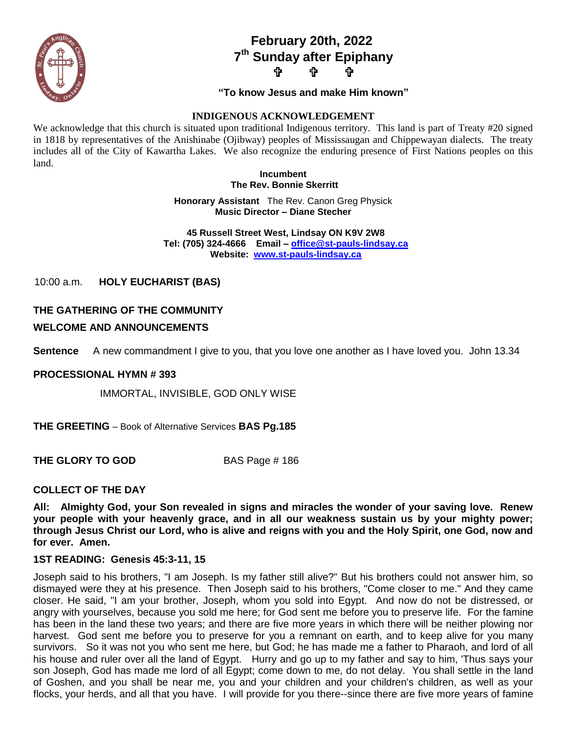# February 20th, 2022
## 7th Sunday after Epiphany

✞ ✞ ✞

**"To know Jesus and make Him known"**

**INDIGENOUS ACKNOWLEDGEMENT**

We acknowledge that this church is situated upon traditional Indigenous territory. This land is part of Treaty #20 signed in 1818 by representatives of the Anishinabe (Ojibway) peoples of Mississaugan and Chippewayan dialects. The treaty includes all of the City of Kawartha Lakes. We also recognize the enduring presence of First Nations peoples on this land.

**Incumbent**
**The Rev. Bonnie Skerritt**

**Honorary Assistant** The Rev. Canon Greg Physick
**Music Director – Diane Stecher**

**45 Russell Street West, Lindsay ON K9V 2W8**
**Tel: (705) 324-4666 Email – office@st-pauls-lindsay.ca**
**Website: www.st-pauls-lindsay.ca**

10:00 a.m. **HOLY EUCHARIST (BAS)**

**THE GATHERING OF THE COMMUNITY**

**WELCOME AND ANNOUNCEMENTS**

**Sentence** A new commandment I give to you, that you love one another as I have loved you. John 13.34

**PROCESSIONAL HYMN # 393**

IMMORTAL, INVISIBLE, GOD ONLY WISE

**THE GREETING** – Book of Alternative Services **BAS Pg.185**

**THE GLORY TO GOD** BAS Page # 186

**COLLECT OF THE DAY**

**All: Almighty God, your Son revealed in signs and miracles the wonder of your saving love. Renew your people with your heavenly grace, and in all our weakness sustain us by your mighty power; through Jesus Christ our Lord, who is alive and reigns with you and the Holy Spirit, one God, now and for ever. Amen.**

**1ST READING: Genesis 45:3-11, 15**

Joseph said to his brothers, "I am Joseph. Is my father still alive?" But his brothers could not answer him, so dismayed were they at his presence. Then Joseph said to his brothers, "Come closer to me." And they came closer. He said, "I am your brother, Joseph, whom you sold into Egypt. And now do not be distressed, or angry with yourselves, because you sold me here; for God sent me before you to preserve life. For the famine has been in the land these two years; and there are five more years in which there will be neither plowing nor harvest. God sent me before you to preserve for you a remnant on earth, and to keep alive for you many survivors. So it was not you who sent me here, but God; he has made me a father to Pharaoh, and lord of all his house and ruler over all the land of Egypt. Hurry and go up to my father and say to him, 'Thus says your son Joseph, God has made me lord of all Egypt; come down to me, do not delay. You shall settle in the land of Goshen, and you shall be near me, you and your children and your children's children, as well as your flocks, your herds, and all that you have. I will provide for you there--since there are five more years of famine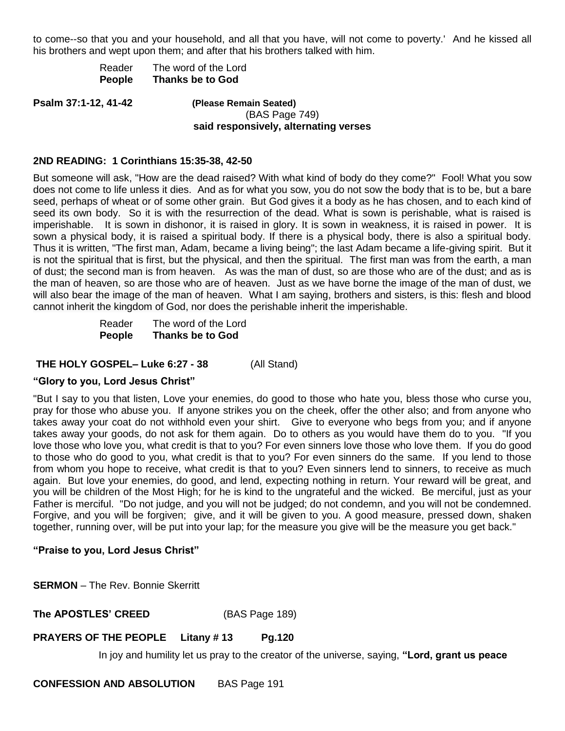to come--so that you and your household, and all that you have, will not come to poverty.'  And he kissed all his brothers and wept upon them; and after that his brothers talked with him.

Reader The word of the Lord
**People Thanks be to God**

**Psalm 37:1-12, 41-42** **(Please Remain Seated)**
(BAS Page 749)
**said responsively, alternating verses**

**2ND READING: 1 Corinthians 15:35-38, 42-50**

But someone will ask, "How are the dead raised? With what kind of body do they come?"  Fool! What you sow does not come to life unless it dies.  And as for what you sow, you do not sow the body that is to be, but a bare seed, perhaps of wheat or of some other grain.  But God gives it a body as he has chosen, and to each kind of seed its own body.  So it is with the resurrection of the dead. What is sown is perishable, what is raised is imperishable.  It is sown in dishonor, it is raised in glory. It is sown in weakness, it is raised in power.  It is sown a physical body, it is raised a spiritual body. If there is a physical body, there is also a spiritual body. Thus it is written, "The first man, Adam, became a living being"; the last Adam became a life-giving spirit.  But it is not the spiritual that is first, but the physical, and then the spiritual.  The first man was from the earth, a man of dust; the second man is from heaven.  As was the man of dust, so are those who are of the dust; and as is the man of heaven, so are those who are of heaven.  Just as we have borne the image of the man of dust, we will also bear the image of the man of heaven.  What I am saying, brothers and sisters, is this: flesh and blood cannot inherit the kingdom of God, nor does the perishable inherit the imperishable.

Reader The word of the Lord
**People Thanks be to God**

**THE HOLY GOSPEL– Luke 6:27 - 38** (All Stand)

**"Glory to you, Lord Jesus Christ"**

"But I say to you that listen, Love your enemies, do good to those who hate you, bless those who curse you, pray for those who abuse you.  If anyone strikes you on the cheek, offer the other also; and from anyone who takes away your coat do not withhold even your shirt.  Give to everyone who begs from you; and if anyone takes away your goods, do not ask for them again.  Do to others as you would have them do to you.  "If you love those who love you, what credit is that to you? For even sinners love those who love them.  If you do good to those who do good to you, what credit is that to you? For even sinners do the same.  If you lend to those from whom you hope to receive, what credit is that to you? Even sinners lend to sinners, to receive as much again.  But love your enemies, do good, and lend, expecting nothing in return. Your reward will be great, and you will be children of the Most High; for he is kind to the ungrateful and the wicked.  Be merciful, just as your Father is merciful.  "Do not judge, and you will not be judged; do not condemn, and you will not be condemned. Forgive, and you will be forgiven;  give, and it will be given to you. A good measure, pressed down, shaken together, running over, will be put into your lap; for the measure you give will be the measure you get back."

**"Praise to you, Lord Jesus Christ"**

**SERMON** – The Rev. Bonnie Skerritt

**The APOSTLES' CREED** (BAS Page 189)

**PRAYERS OF THE PEOPLE Litany # 13 Pg.120**

In joy and humility let us pray to the creator of the universe, saying, **"Lord, grant us peace**

**CONFESSION AND ABSOLUTION** BAS Page 191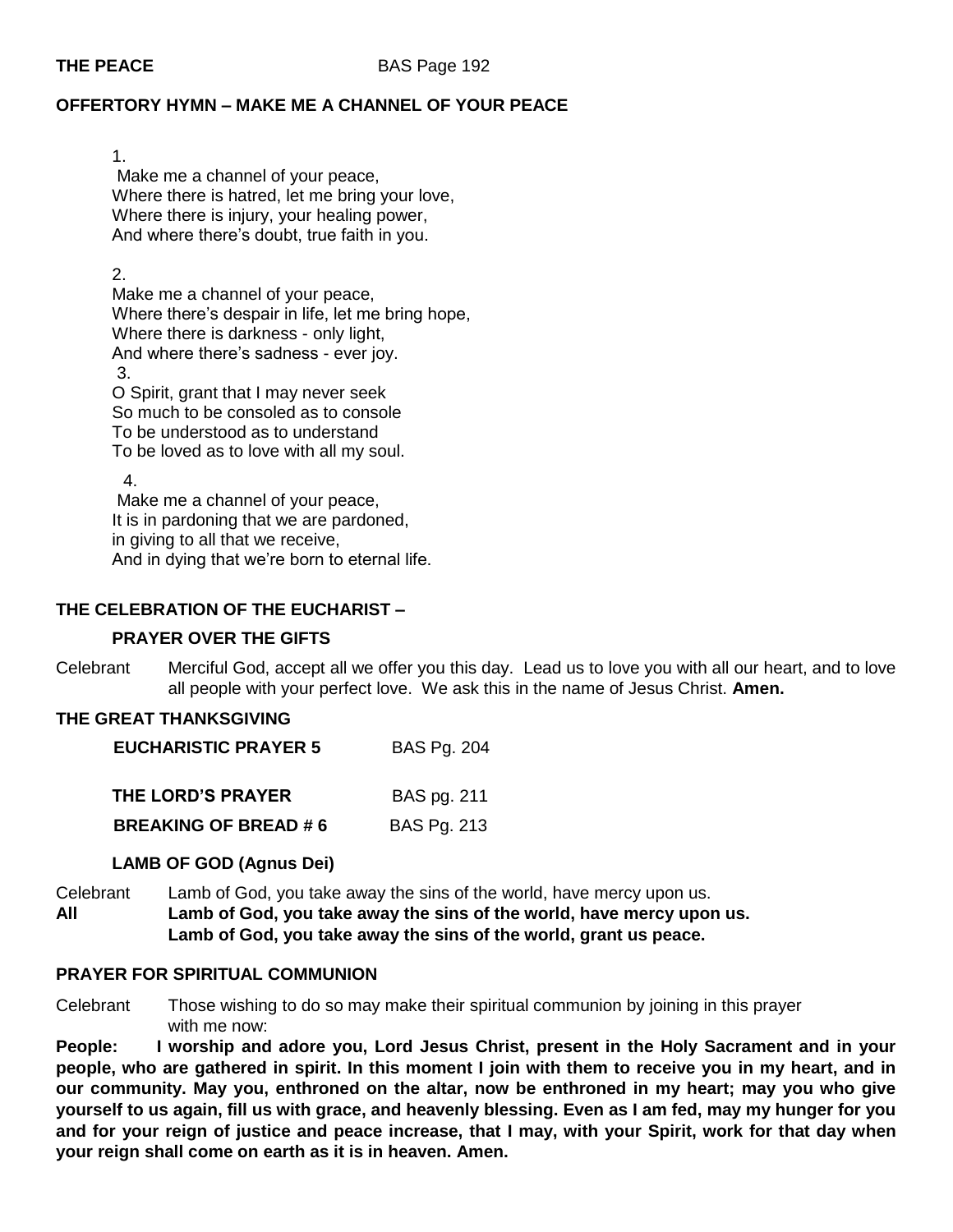**THE PEACE** BAS Page 192

**OFFERTORY HYMN – MAKE ME A CHANNEL OF YOUR PEACE**

1.
Make me a channel of your peace,
Where there is hatred, let me bring your love,
Where there is injury, your healing power,
And where there's doubt, true faith in you.

2.
Make me a channel of your peace,
Where there's despair in life, let me bring hope,
Where there is darkness - only light,
And where there's sadness - ever joy.

3.
O Spirit, grant that I may never seek
So much to be consoled as to console
To be understood as to understand
To be loved as to love with all my soul.

4.
Make me a channel of your peace,
It is in pardoning that we are pardoned,
in giving to all that we receive,
And in dying that we're born to eternal life.

**THE CELEBRATION OF THE EUCHARIST –**

**PRAYER OVER THE GIFTS**

Celebrant Merciful God, accept all we offer you this day. Lead us to love you with all our heart, and to love all people with your perfect love. We ask this in the name of Jesus Christ. **Amen.**

**THE GREAT THANKSGIVING**

**EUCHARISTIC PRAYER 5** BAS Pg. 204

**THE LORD'S PRAYER** BAS pg. 211

**BREAKING OF BREAD # 6** BAS Pg. 213

**LAMB OF GOD (Agnus Dei)**

Celebrant Lamb of God, you take away the sins of the world, have mercy upon us.
**All Lamb of God, you take away the sins of the world, have mercy upon us.**
**Lamb of God, you take away the sins of the world, grant us peace.**

**PRAYER FOR SPIRITUAL COMMUNION**

Celebrant Those wishing to do so may make their spiritual communion by joining in this prayer with me now:

**People: I worship and adore you, Lord Jesus Christ, present in the Holy Sacrament and in your people, who are gathered in spirit. In this moment I join with them to receive you in my heart, and in our community. May you, enthroned on the altar, now be enthroned in my heart; may you who give yourself to us again, fill us with grace, and heavenly blessing. Even as I am fed, may my hunger for you and for your reign of justice and peace increase, that I may, with your Spirit, work for that day when your reign shall come on earth as it is in heaven. Amen.**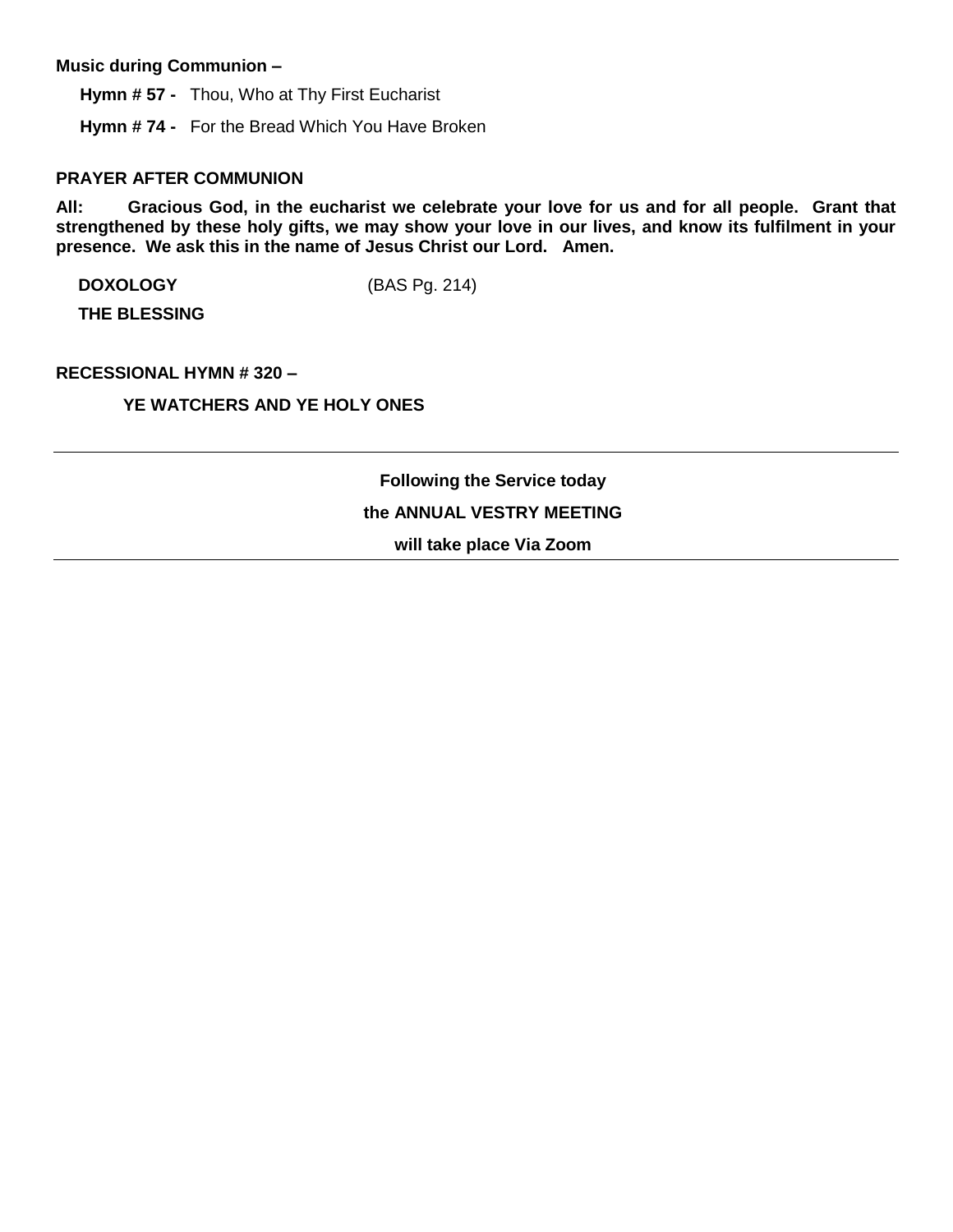**Music during Communion –**

**Hymn # 57 -** Thou, Who at Thy First Eucharist

**Hymn # 74 -** For the Bread Which You Have Broken

**PRAYER AFTER COMMUNION**

**All: Gracious God, in the eucharist we celebrate your love for us and for all people. Grant that strengthened by these holy gifts, we may show your love in our lives, and know its fulfilment in your presence. We ask this in the name of Jesus Christ our Lord. Amen.**

**DOXOLOGY** (BAS Pg. 214)

**THE BLESSING**

**RECESSIONAL HYMN # 320 –**

**YE WATCHERS AND YE HOLY ONES**

---

**Following the Service today**

**the ANNUAL VESTRY MEETING**

**will take place Via Zoom**

---